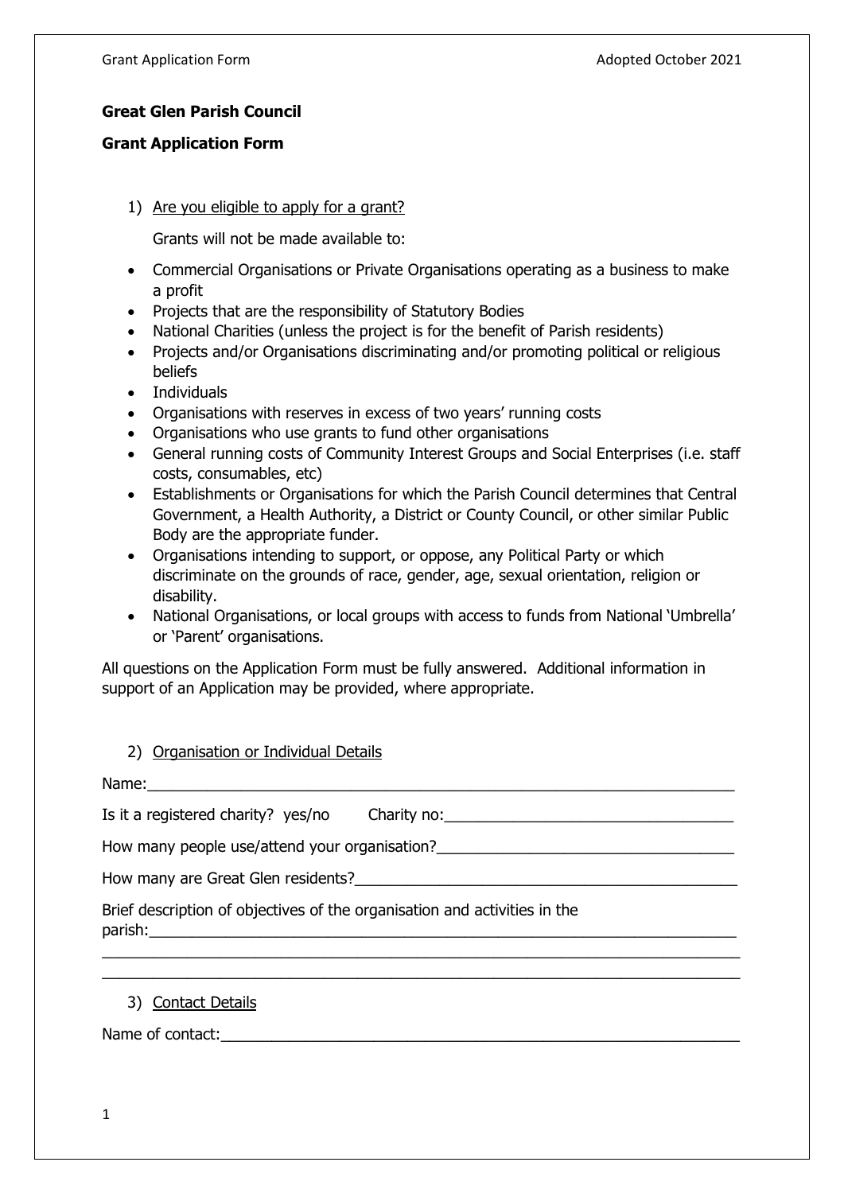**Great Glen Parish Council**

**Grant Application Form**

1) Are you eligible to apply for a grant?

   Grants will not be made available to:

- Commercial Organisations or Private Organisations operating as a business to make a profit
- Projects that are the responsibility of Statutory Bodies
- National Charities (unless the project is for the benefit of Parish residents)
- Projects and/or Organisations discriminating and/or promoting political or religious beliefs
- Individuals
- Organisations with reserves in excess of two years' running costs
- Organisations who use grants to fund other organisations
- General running costs of Community Interest Groups and Social Enterprises (i.e. staff costs, consumables, etc)
- Establishments or Organisations for which the Parish Council determines that Central Government, a Health Authority, a District or County Council, or other similar Public Body are the appropriate funder.
- Organisations intending to support, or oppose, any Political Party or which discriminate on the grounds of race, gender, age, sexual orientation, religion or disability.
- National Organisations, or local groups with access to funds from National 'Umbrella' or 'Parent' organisations.

All questions on the Application Form must be fully answered. Additional information in support of an Application may be provided, where appropriate.

2) Organisation or Individual Details

Name:______________________________________________________________________

Is it a registered charity? yes/no      Charity no:__________________________________

How many people use/attend your organisation?___________________________________

How many are Great Glen residents?____________________________________________

Brief description of objectives of the organisation and activities in the parish:______________________________________________________________________

___________________________________________________________________________

___________________________________________________________________________

3) Contact Details

Name of contact:____________________________________________________________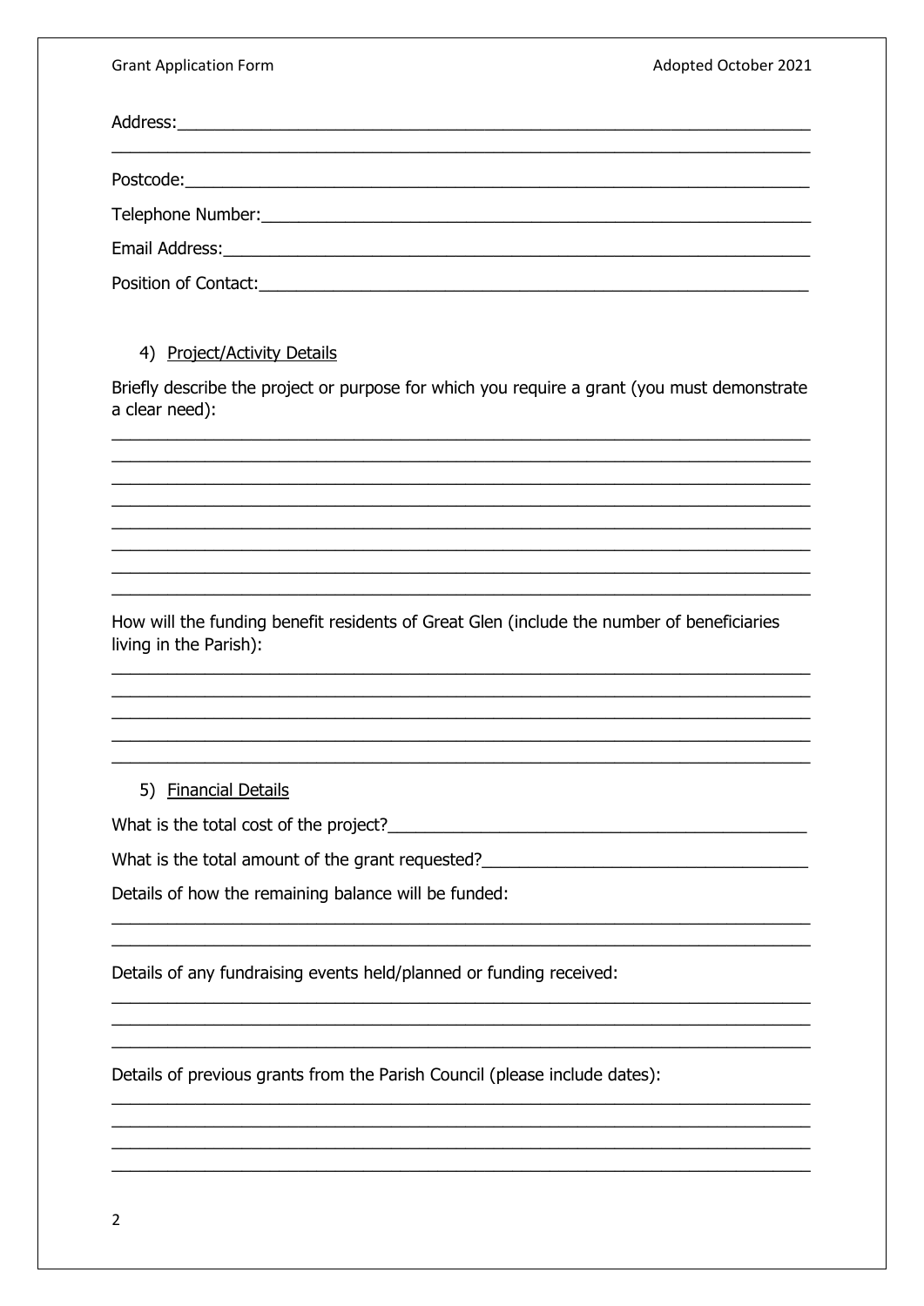Address:___________________________________________________________________

__________________________________________________________________________

Postcode:__________________________________________________________________

Telephone Number:___________________________________________________________

Email Address:______________________________________________________________

Position of Contact:__________________________________________________________

4) <u>Project/Activity Details</u>

Briefly describe the project or purpose for which you require a grant (you must demonstrate a clear need):

__________________________________________________________________________

__________________________________________________________________________

__________________________________________________________________________

__________________________________________________________________________

__________________________________________________________________________

__________________________________________________________________________

__________________________________________________________________________

__________________________________________________________________________

How will the funding benefit residents of Great Glen (include the number of beneficiaries living in the Parish):

__________________________________________________________________________

__________________________________________________________________________

__________________________________________________________________________

__________________________________________________________________________

__________________________________________________________________________

5) <u>Financial Details</u>

What is the total cost of the project?_______________________________________________

What is the total amount of the grant requested?____________________________________

Details of how the remaining balance will be funded:

__________________________________________________________________________

__________________________________________________________________________

Details of any fundraising events held/planned or funding received:

__________________________________________________________________________

__________________________________________________________________________

__________________________________________________________________________

Details of previous grants from the Parish Council (please include dates):

__________________________________________________________________________

__________________________________________________________________________

__________________________________________________________________________

__________________________________________________________________________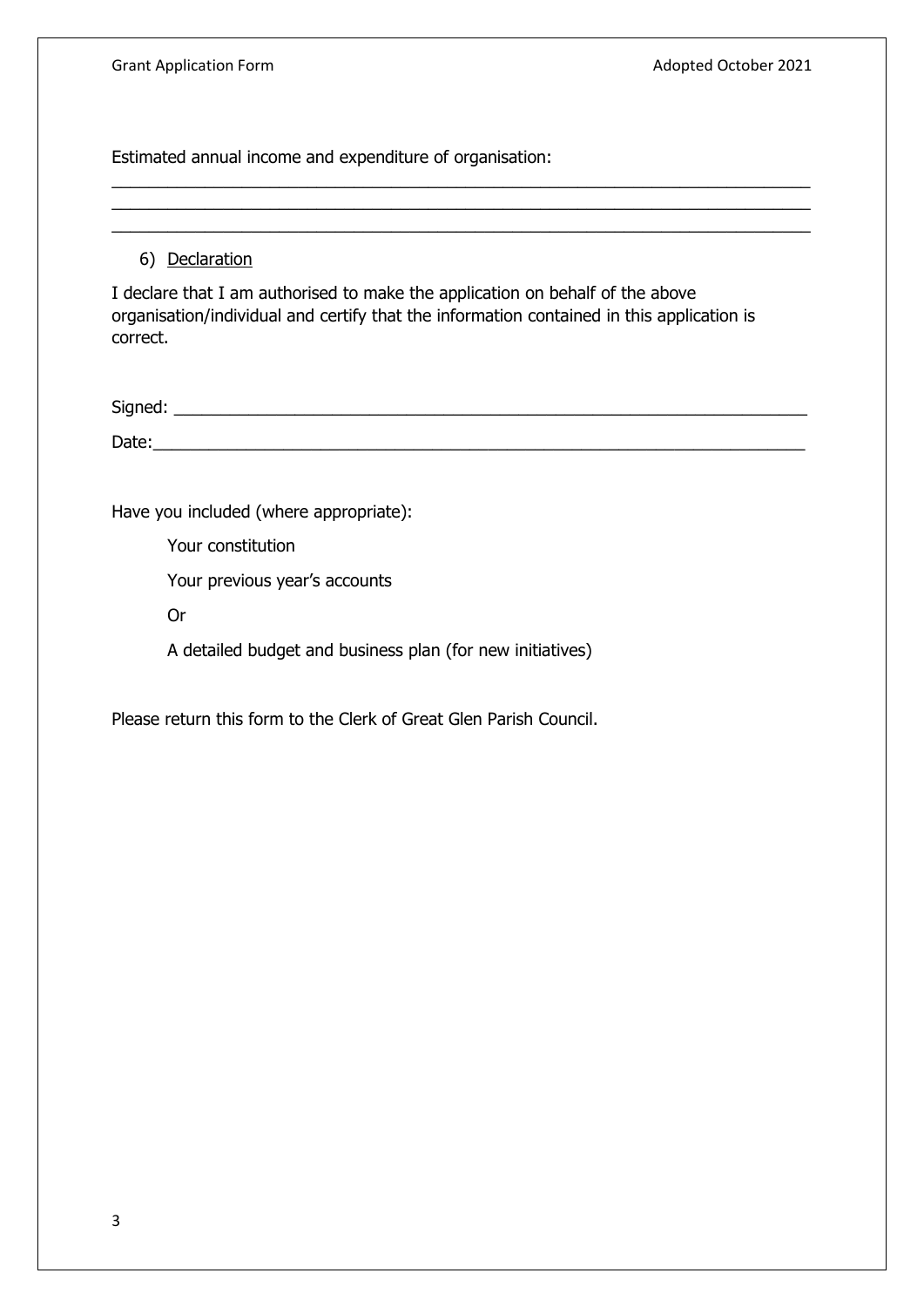Estimated annual income and expenditure of organisation:

\_\_\_\_\_\_\_\_\_\_\_\_\_\_\_\_\_\_\_\_\_\_\_\_\_\_\_\_\_\_\_\_\_\_\_\_\_\_\_\_\_\_\_\_\_\_\_\_\_\_\_\_\_\_\_\_\_\_\_\_\_\_\_\_\_\_\_\_\_\_\_\_
\_\_\_\_\_\_\_\_\_\_\_\_\_\_\_\_\_\_\_\_\_\_\_\_\_\_\_\_\_\_\_\_\_\_\_\_\_\_\_\_\_\_\_\_\_\_\_\_\_\_\_\_\_\_\_\_\_\_\_\_\_\_\_\_\_\_\_\_\_\_\_\_
\_\_\_\_\_\_\_\_\_\_\_\_\_\_\_\_\_\_\_\_\_\_\_\_\_\_\_\_\_\_\_\_\_\_\_\_\_\_\_\_\_\_\_\_\_\_\_\_\_\_\_\_\_\_\_\_\_\_\_\_\_\_\_\_\_\_\_\_\_\_\_\_

6) Declaration

I declare that I am authorised to make the application on behalf of the above organisation/individual and certify that the information contained in this application is correct.

Signed: \_\_\_\_\_\_\_\_\_\_\_\_\_\_\_\_\_\_\_\_\_\_\_\_\_\_\_\_\_\_\_\_\_\_\_\_\_\_\_\_\_\_\_\_\_\_\_\_\_\_\_\_\_\_\_\_\_\_\_\_\_\_\_

Date:\_\_\_\_\_\_\_\_\_\_\_\_\_\_\_\_\_\_\_\_\_\_\_\_\_\_\_\_\_\_\_\_\_\_\_\_\_\_\_\_\_\_\_\_\_\_\_\_\_\_\_\_\_\_\_\_\_\_\_\_\_\_\_\_\_

Have you included (where appropriate):

Your constitution

Your previous year's accounts

Or

A detailed budget and business plan (for new initiatives)

Please return this form to the Clerk of Great Glen Parish Council.